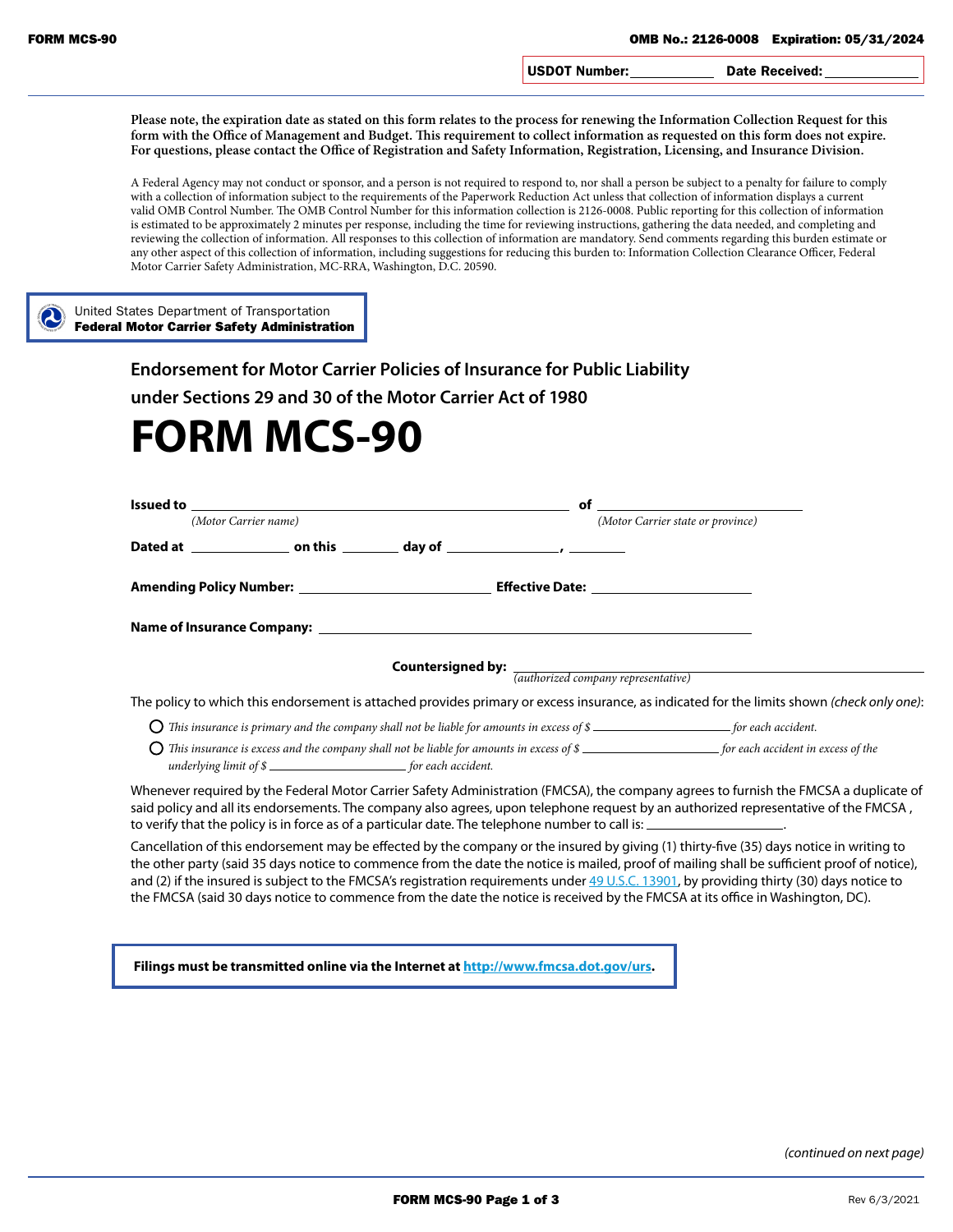FORM MCS-90 OMB No.: 2126-0008 Expiration: 05/31/2024

**USDOT Number:** \_\_\_\_\_\_\_\_\_\_ **Date Received:** \_\_\_\_\_\_\_\_\_\_

**Please note, the expiration date as stated on this form relates to the process for renewing the Information Collection Request for this form with the Office of Management and Budget. This requirement to collect information as requested on this form does not expire. For questions, please contact the Office of Registration and Safety Information, Registration, Licensing, and Insurance Division.**

A Federal Agency may not conduct or sponsor, and a person is not required to respond to, nor shall a person be subject to a penalty for failure to comply with a collection of information subject to the requirements of the Paperwork Reduction Act unless that collection of information displays a current valid OMB Control Number. The OMB Control Number for this information collection is 2126-0008. Public reporting for this collection of information is estimated to be approximately 2 minutes per response, including the time for reviewing instructions, gathering the data needed, and completing and reviewing the collection of information. All responses to this collection of information are mandatory. Send comments regarding this burden estimate or any other aspect of this collection of information, including suggestions for reducing this burden to: Information Collection Clearance Officer, Federal Motor Carrier Safety Administration, MC-RRA, Washington, D.C. 20590.

United States Department of Transportation
**Federal Motor Carrier Safety Administration**

## Endorsement for Motor Carrier Policies of Insurance for Public Liability under Sections 29 and 30 of the Motor Carrier Act of 1980

# FORM MCS-90

**Issued to** \_\_\_\_\_\_\_\_\_\_\_\_\_\_\_\_\_\_\_\_ **of** \_\_\_\_\_\_\_\_\_\_\_\_\_\_\_\_\_\_\_\_
*(Motor Carrier name)* *(Motor Carrier state or province)*

**Dated at** \_\_\_\_\_\_\_\_\_\_ **on this** \_\_\_\_\_\_ **day of** \_\_\_\_\_\_\_\_\_\_, \_\_\_\_\_\_

**Amending Policy Number:** \_\_\_\_\_\_\_\_\_\_\_\_\_\_\_\_\_\_\_\_ **Effective Date:** \_\_\_\_\_\_\_\_\_\_\_\_\_\_\_\_\_\_\_\_

**Name of Insurance Company:** \_\_\_\_\_\_\_\_\_\_\_\_\_\_\_\_\_\_\_\_\_\_\_\_\_\_\_\_\_\_\_\_\_\_\_\_\_\_\_\_

**Countersigned by:** \_\_\_\_\_\_\_\_\_\_\_\_\_\_\_\_\_\_\_\_\_\_\_\_\_\_\_\_\_\_\_\_
*(authorized company representative)*

The policy to which this endorsement is attached provides primary or excess insurance, as indicated for the limits shown *(check only one)*:

- ○ *This insurance is primary and the company shall not be liable for amounts in excess of $* \_\_\_\_\_\_\_\_\_\_\_\_\_\_\_\_ *for each accident.*
- ○ *This insurance is excess and the company shall not be liable for amounts in excess of $* \_\_\_\_\_\_\_\_\_\_\_\_\_\_\_\_ *for each accident in excess of the underlying limit of $* \_\_\_\_\_\_\_\_\_\_\_\_\_\_\_\_ *for each accident.*

Whenever required by the Federal Motor Carrier Safety Administration (FMCSA), the company agrees to furnish the FMCSA a duplicate of said policy and all its endorsements. The company also agrees, upon telephone request by an authorized representative of the FMCSA , to verify that the policy is in force as of a particular date. The telephone number to call is: \_\_\_\_\_\_\_\_\_\_\_\_\_\_\_\_.

Cancellation of this endorsement may be effected by the company or the insured by giving (1) thirty-five (35) days notice in writing to the other party (said 35 days notice to commence from the date the notice is mailed, proof of mailing shall be sufficient proof of notice), and (2) if the insured is subject to the FMCSA's registration requirements under 49 U.S.C. 13901, by providing thirty (30) days notice to the FMCSA (said 30 days notice to commence from the date the notice is received by the FMCSA at its office in Washington, DC).

**Filings must be transmitted online via the Internet at http://www.fmcsa.dot.gov/urs.**

*(continued on next page)*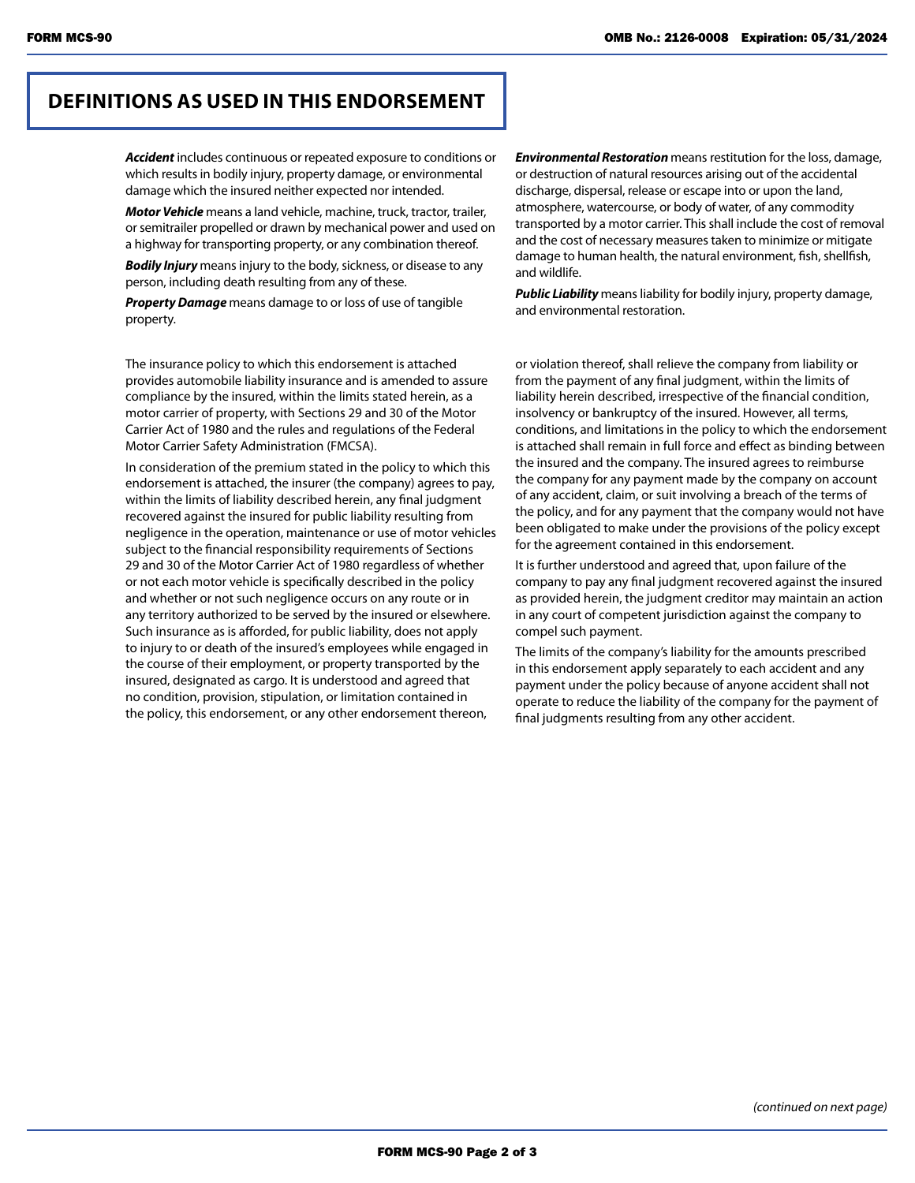## DEFINITIONS AS USED IN THIS ENDORSEMENT

***Accident*** includes continuous or repeated exposure to conditions or which results in bodily injury, property damage, or environmental damage which the insured neither expected nor intended.

***Motor Vehicle*** means a land vehicle, machine, truck, tractor, trailer, or semitrailer propelled or drawn by mechanical power and used on a highway for transporting property, or any combination thereof.

***Bodily Injury*** means injury to the body, sickness, or disease to any person, including death resulting from any of these.

***Property Damage*** means damage to or loss of use of tangible property.

***Environmental Restoration*** means restitution for the loss, damage, or destruction of natural resources arising out of the accidental discharge, dispersal, release or escape into or upon the land, atmosphere, watercourse, or body of water, of any commodity transported by a motor carrier. This shall include the cost of removal and the cost of necessary measures taken to minimize or mitigate damage to human health, the natural environment, fish, shellfish, and wildlife.

***Public Liability*** means liability for bodily injury, property damage, and environmental restoration.

The insurance policy to which this endorsement is attached provides automobile liability insurance and is amended to assure compliance by the insured, within the limits stated herein, as a motor carrier of property, with Sections 29 and 30 of the Motor Carrier Act of 1980 and the rules and regulations of the Federal Motor Carrier Safety Administration (FMCSA).

In consideration of the premium stated in the policy to which this endorsement is attached, the insurer (the company) agrees to pay, within the limits of liability described herein, any final judgment recovered against the insured for public liability resulting from negligence in the operation, maintenance or use of motor vehicles subject to the financial responsibility requirements of Sections 29 and 30 of the Motor Carrier Act of 1980 regardless of whether or not each motor vehicle is specifically described in the policy and whether or not such negligence occurs on any route or in any territory authorized to be served by the insured or elsewhere. Such insurance as is afforded, for public liability, does not apply to injury to or death of the insured's employees while engaged in the course of their employment, or property transported by the insured, designated as cargo. It is understood and agreed that no condition, provision, stipulation, or limitation contained in the policy, this endorsement, or any other endorsement thereon, or violation thereof, shall relieve the company from liability or from the payment of any final judgment, within the limits of liability herein described, irrespective of the financial condition, insolvency or bankruptcy of the insured. However, all terms, conditions, and limitations in the policy to which the endorsement is attached shall remain in full force and effect as binding between the insured and the company. The insured agrees to reimburse the company for any payment made by the company on account of any accident, claim, or suit involving a breach of the terms of the policy, and for any payment that the company would not have been obligated to make under the provisions of the policy except for the agreement contained in this endorsement.

It is further understood and agreed that, upon failure of the company to pay any final judgment recovered against the insured as provided herein, the judgment creditor may maintain an action in any court of competent jurisdiction against the company to compel such payment.

The limits of the company's liability for the amounts prescribed in this endorsement apply separately to each accident and any payment under the policy because of anyone accident shall not operate to reduce the liability of the company for the payment of final judgments resulting from any other accident.

*(continued on next page)*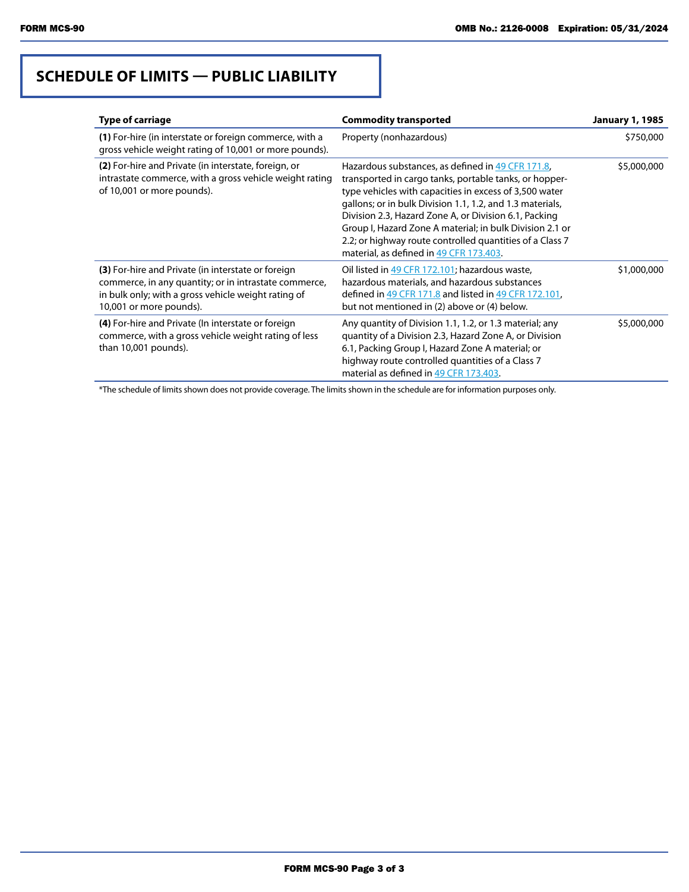# SCHEDULE OF LIMITS — PUBLIC LIABILITY

| Type of carriage | Commodity transported | January 1, 1985 |
| --- | --- | --- |
| **(1)** For-hire (in interstate or foreign commerce, with a gross vehicle weight rating of 10,001 or more pounds). | Property (nonhazardous) | $750,000 |
| **(2)** For-hire and Private (in interstate, foreign, or intrastate commerce, with a gross vehicle weight rating of 10,001 or more pounds). | Hazardous substances, as defined in 49 CFR 171.8, transported in cargo tanks, portable tanks, or hopper-type vehicles with capacities in excess of 3,500 water gallons; or in bulk Division 1.1, 1.2, and 1.3 materials, Division 2.3, Hazard Zone A, or Division 6.1, Packing Group I, Hazard Zone A material; in bulk Division 2.1 or 2.2; or highway route controlled quantities of a Class 7 material, as defined in 49 CFR 173.403. | $5,000,000 |
| **(3)** For-hire and Private (in interstate or foreign commerce, in any quantity; or in intrastate commerce, in bulk only; with a gross vehicle weight rating of 10,001 or more pounds). | Oil listed in 49 CFR 172.101; hazardous waste, hazardous materials, and hazardous substances defined in 49 CFR 171.8 and listed in 49 CFR 172.101, but not mentioned in (2) above or (4) below. | $1,000,000 |
| **(4)** For-hire and Private (In interstate or foreign commerce, with a gross vehicle weight rating of less than 10,001 pounds). | Any quantity of Division 1.1, 1.2, or 1.3 material; any quantity of a Division 2.3, Hazard Zone A, or Division 6.1, Packing Group I, Hazard Zone A material; or highway route controlled quantities of a Class 7 material as defined in 49 CFR 173.403. | $5,000,000 |

*The schedule of limits shown does not provide coverage. The limits shown in the schedule are for information purposes only.